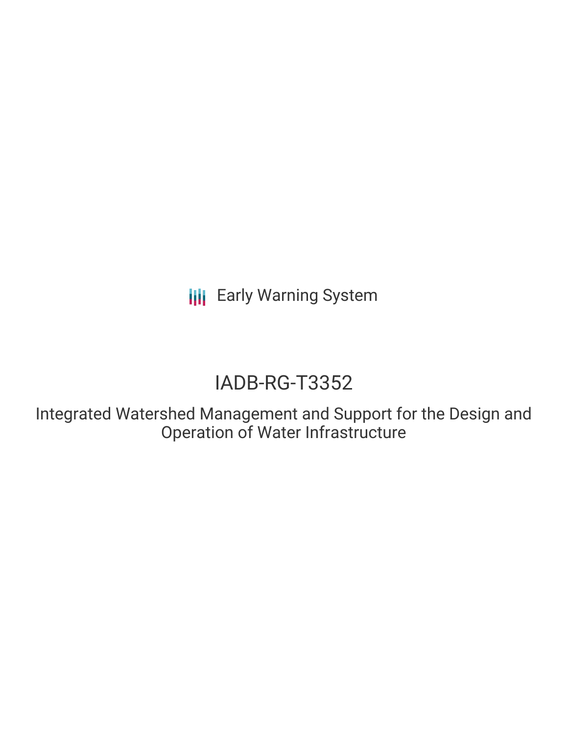Early Warning System

# IADB-RG-T3352

## Integrated Watershed Management and Support for the Design and Operation of Water Infrastructure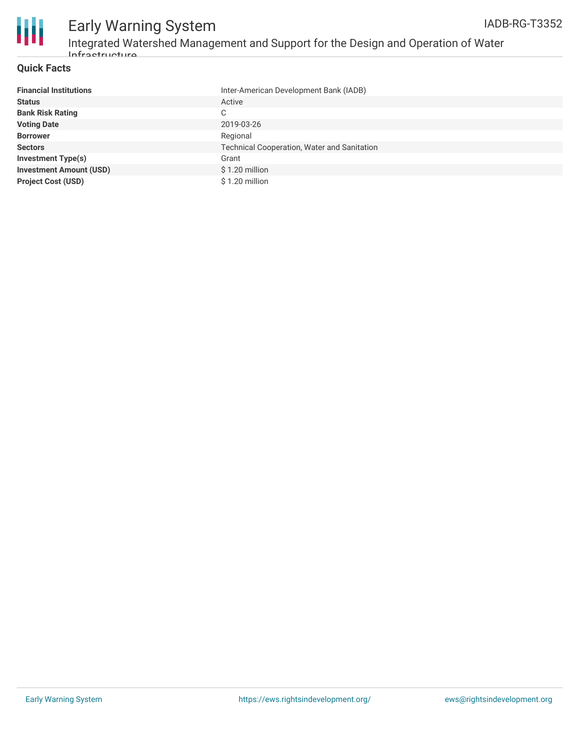## Quick Facts

| Financial Institutions | Inter-American Development Bank (IADB) |
|---|---|
| Status | Active |
| Bank Risk Rating | C |
| Voting Date | 2019-03-26 |
| Borrower | Regional |
| Sectors | Technical Cooperation, Water and Sanitation |
| Investment Type(s) | Grant |
| Investment Amount (USD) | $ 1.20 million |
| Project Cost (USD) | $ 1.20 million |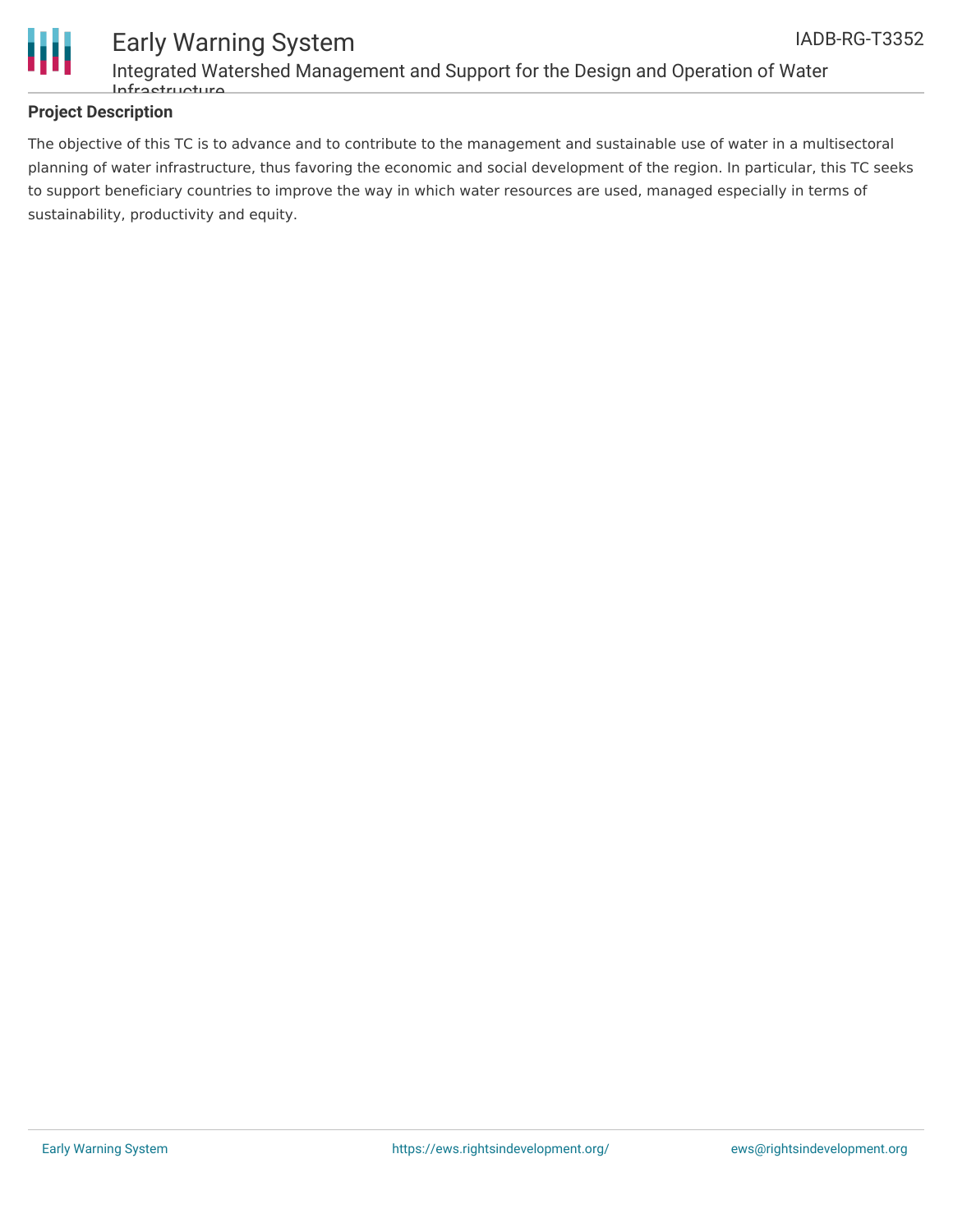## Project Description

The objective of this TC is to advance and to contribute to the management and sustainable use of water in a multisectoral planning of water infrastructure, thus favoring the economic and social development of the region. In particular, this TC seeks to support beneficiary countries to improve the way in which water resources are used, managed especially in terms of sustainability, productivity and equity.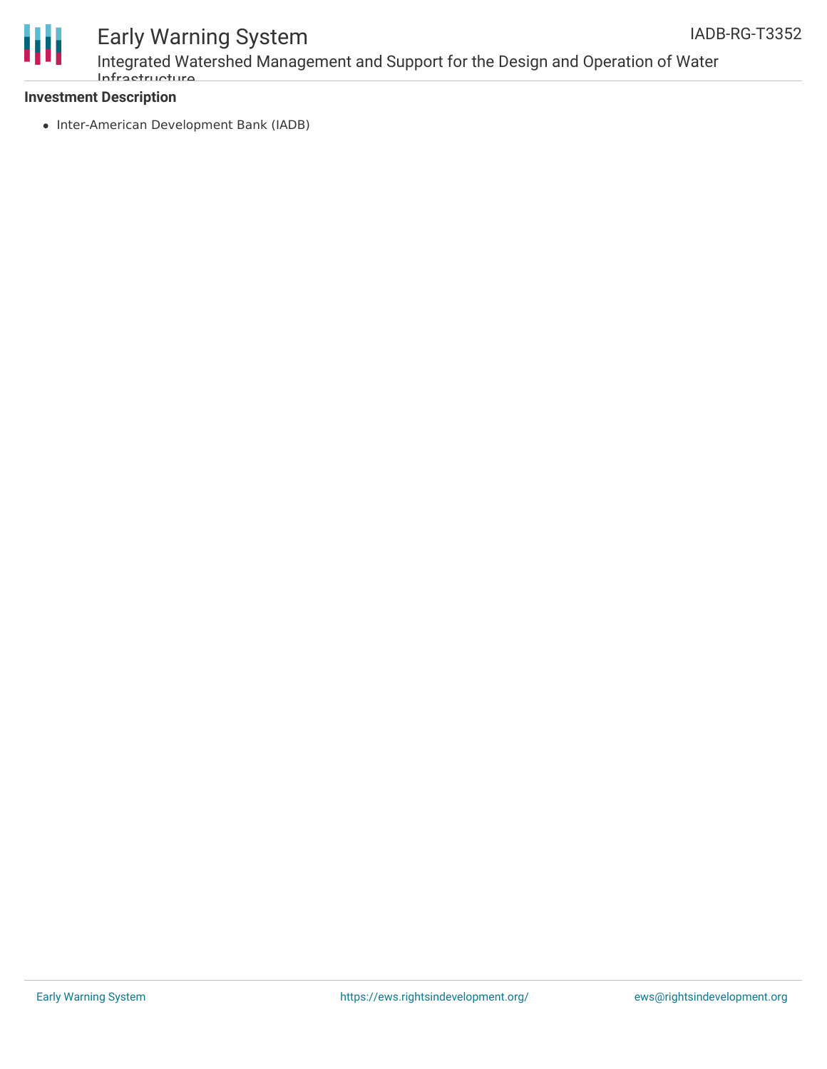**Investment Description**

- Inter-American Development Bank (IADB)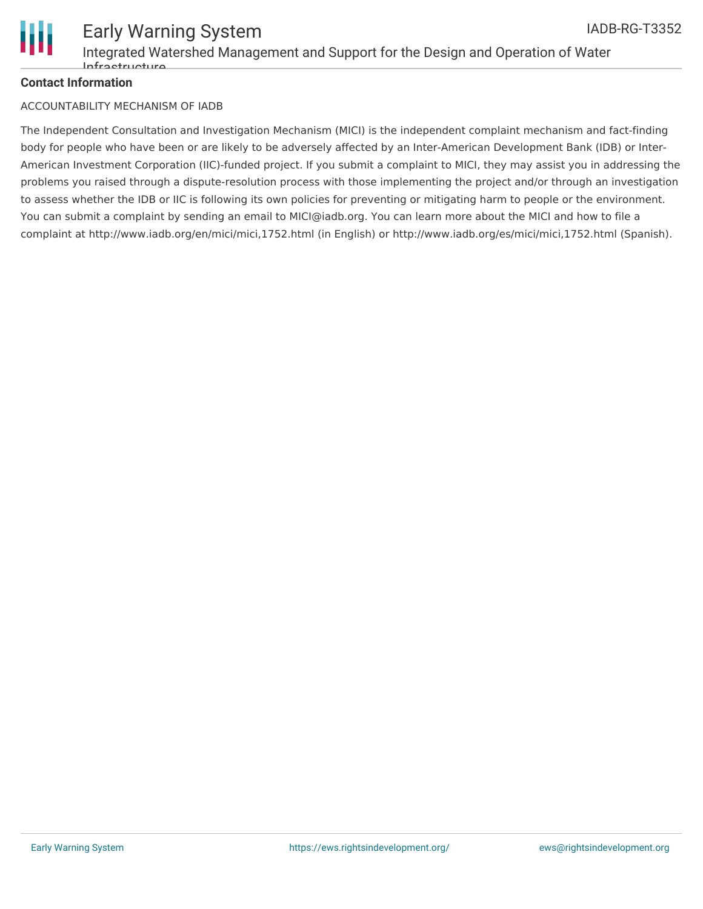**Contact Information**

ACCOUNTABILITY MECHANISM OF IADB

The Independent Consultation and Investigation Mechanism (MICI) is the independent complaint mechanism and fact-finding body for people who have been or are likely to be adversely affected by an Inter-American Development Bank (IDB) or Inter-American Investment Corporation (IIC)-funded project. If you submit a complaint to MICI, they may assist you in addressing the problems you raised through a dispute-resolution process with those implementing the project and/or through an investigation to assess whether the IDB or IIC is following its own policies for preventing or mitigating harm to people or the environment. You can submit a complaint by sending an email to MICI@iadb.org. You can learn more about the MICI and how to file a complaint at http://www.iadb.org/en/mici/mici,1752.html (in English) or http://www.iadb.org/es/mici/mici,1752.html (Spanish).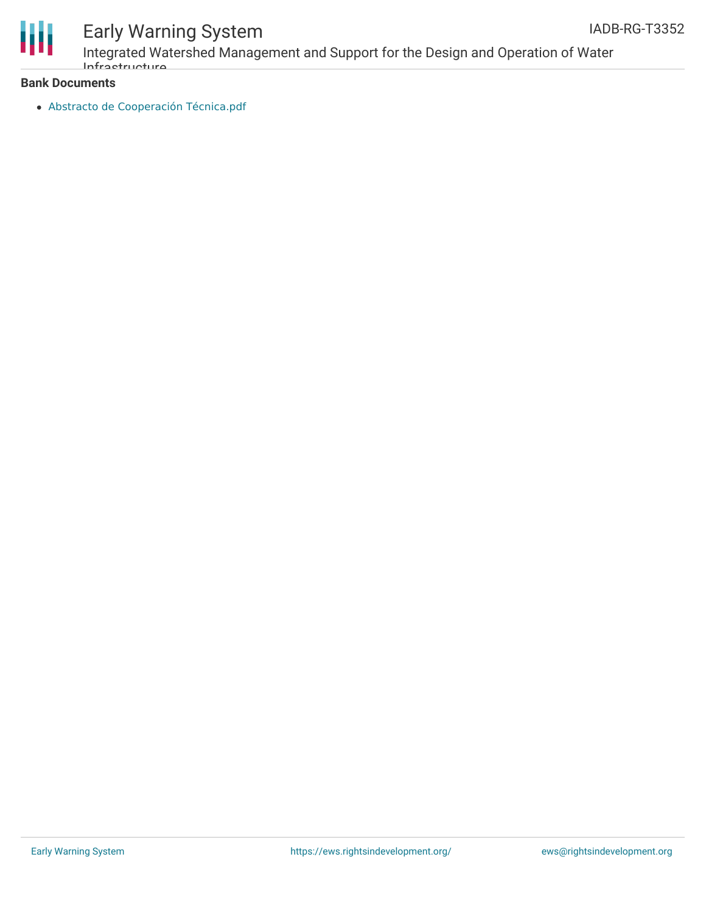**Bank Documents**

- Abstracto de Cooperación Técnica.pdf